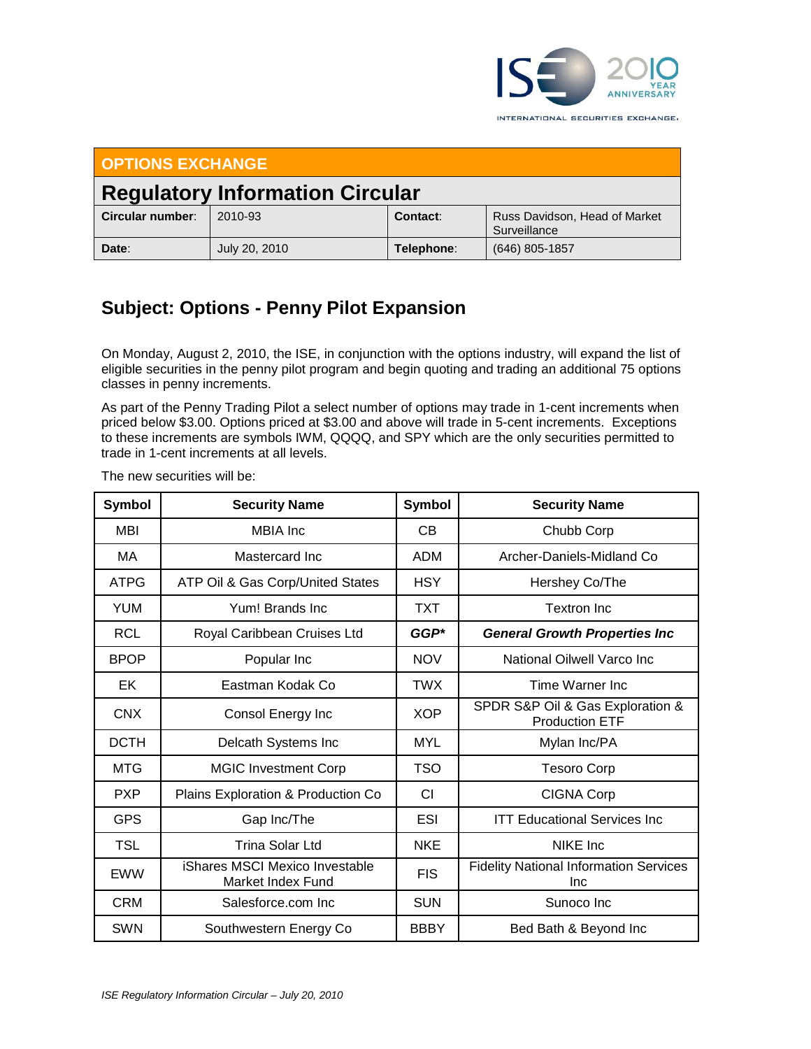**OPTIONS EXCHANGE**

# Regulatory Information Circular

| **Circular number**: | 2010-93 | **Contact**: | Russ Davidson, Head of Market Surveillance |
|---|---|---|---|
| **Date**: | July 20, 2010 | **Telephone**: | (646) 805-1857 |

## Subject: Options - Penny Pilot Expansion

On Monday, August 2, 2010, the ISE, in conjunction with the options industry, will expand the list of eligible securities in the penny pilot program and begin quoting and trading an additional 75 options classes in penny increments.

As part of the Penny Trading Pilot a select number of options may trade in 1-cent increments when priced below $3.00. Options priced at $3.00 and above will trade in 5-cent increments. Exceptions to these increments are symbols IWM, QQQQ, and SPY which are the only securities permitted to trade in 1-cent increments at all levels.

The new securities will be:

| Symbol | Security Name | Symbol | Security Name |
|---|---|---|---|
| MBI | MBIA Inc | CB | Chubb Corp |
| MA | Mastercard Inc | ADM | Archer-Daniels-Midland Co |
| ATPG | ATP Oil & Gas Corp/United States | HSY | Hershey Co/The |
| YUM | Yum! Brands Inc | TXT | Textron Inc |
| RCL | Royal Caribbean Cruises Ltd | ***GGP**** | ***General Growth Properties Inc*** |
| BPOP | Popular Inc | NOV | National Oilwell Varco Inc |
| EK | Eastman Kodak Co | TWX | Time Warner Inc |
| CNX | Consol Energy Inc | XOP | SPDR S&P Oil & Gas Exploration & Production ETF |
| DCTH | Delcath Systems Inc | MYL | Mylan Inc/PA |
| MTG | MGIC Investment Corp | TSO | Tesoro Corp |
| PXP | Plains Exploration & Production Co | CI | CIGNA Corp |
| GPS | Gap Inc/The | ESI | ITT Educational Services Inc |
| TSL | Trina Solar Ltd | NKE | NIKE Inc |
| EWW | iShares MSCI Mexico Investable Market Index Fund | FIS | Fidelity National Information Services Inc |
| CRM | Salesforce.com Inc | SUN | Sunoco Inc |
| SWN | Southwestern Energy Co | BBBY | Bed Bath & Beyond Inc |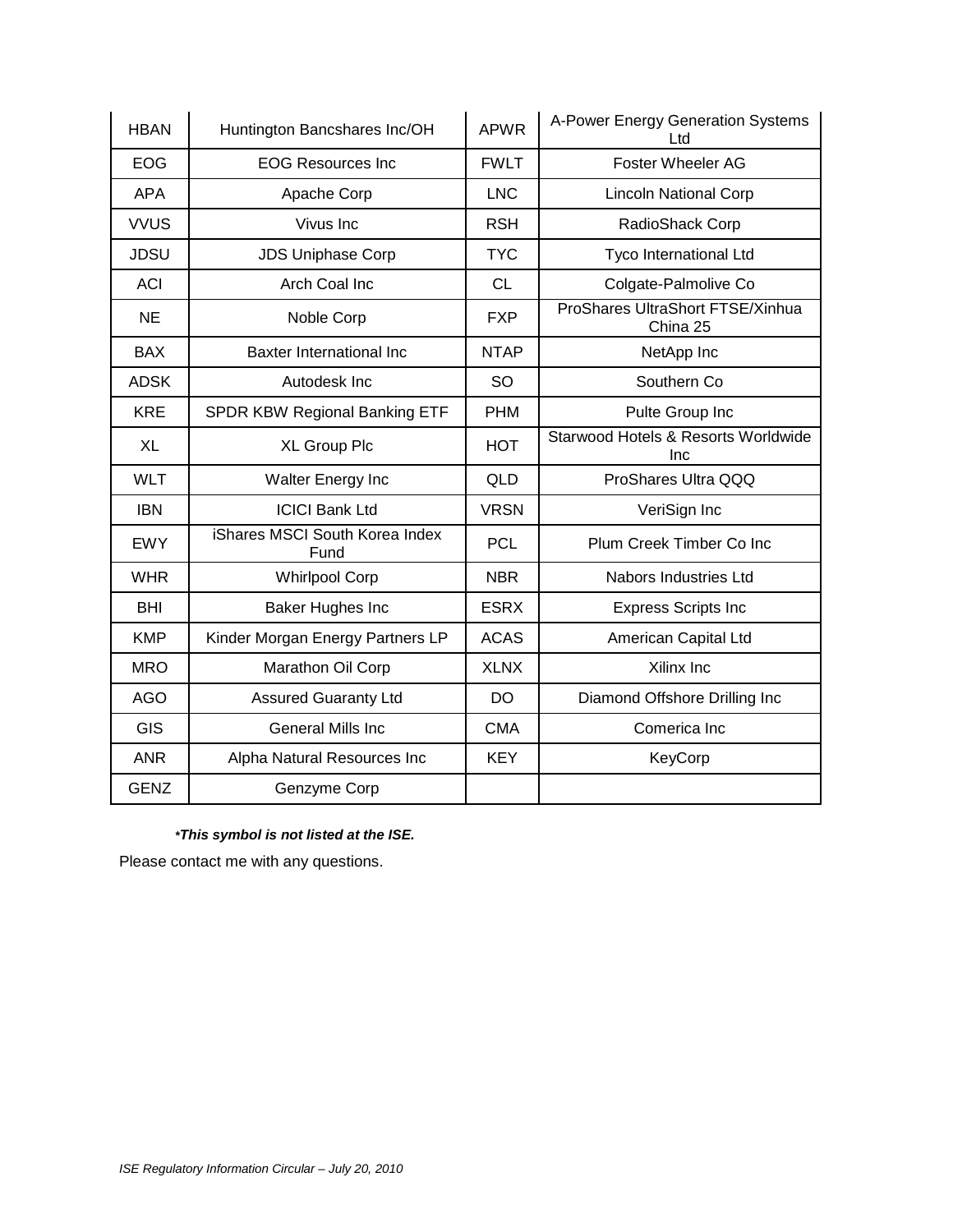| | | | |
|---|---|---|---|
| HBAN | Huntington Bancshares Inc/OH | APWR | A-Power Energy Generation Systems Ltd |
| EOG | EOG Resources Inc | FWLT | Foster Wheeler AG |
| APA | Apache Corp | LNC | Lincoln National Corp |
| VVUS | Vivus Inc | RSH | RadioShack Corp |
| JDSU | JDS Uniphase Corp | TYC | Tyco International Ltd |
| ACI | Arch Coal Inc | CL | Colgate-Palmolive Co |
| NE | Noble Corp | FXP | ProShares UltraShort FTSE/Xinhua China 25 |
| BAX | Baxter International Inc | NTAP | NetApp Inc |
| ADSK | Autodesk Inc | SO | Southern Co |
| KRE | SPDR KBW Regional Banking ETF | PHM | Pulte Group Inc |
| XL | XL Group Plc | HOT | Starwood Hotels & Resorts Worldwide Inc |
| WLT | Walter Energy Inc | QLD | ProShares Ultra QQQ |
| IBN | ICICI Bank Ltd | VRSN | VeriSign Inc |
| EWY | iShares MSCI South Korea Index Fund | PCL | Plum Creek Timber Co Inc |
| WHR | Whirlpool Corp | NBR | Nabors Industries Ltd |
| BHI | Baker Hughes Inc | ESRX | Express Scripts Inc |
| KMP | Kinder Morgan Energy Partners LP | ACAS | American Capital Ltd |
| MRO | Marathon Oil Corp | XLNX | Xilinx Inc |
| AGO | Assured Guaranty Ltd | DO | Diamond Offshore Drilling Inc |
| GIS | General Mills Inc | CMA | Comerica Inc |
| ANR | Alpha Natural Resources Inc | KEY | KeyCorp |
| GENZ | Genzyme Corp | | |

***This symbol is not listed at the ISE.***

Please contact me with any questions.